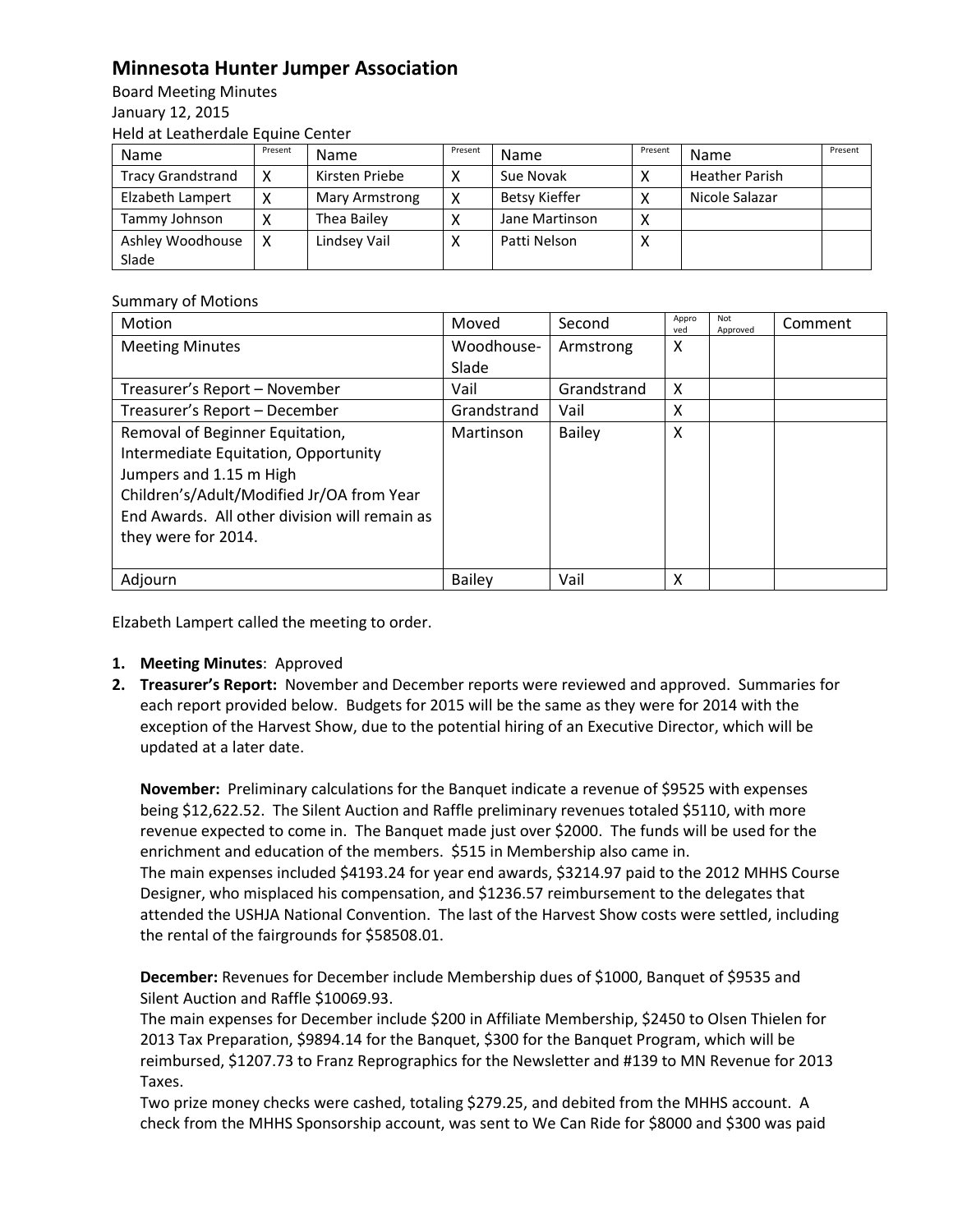# Minnesota Hunter Jumper Association

Board Meeting Minutes
January 12, 2015
Held at Leatherdale Equine Center

| Name | Present | Name | Present | Name | Present | Name | Present |
|---|---|---|---|---|---|---|---|
| Tracy Grandstrand | X | Kirsten Priebe | X | Sue Novak | X | Heather Parish | |
| Elizabeth Lampert | X | Mary Armstrong | X | Betsy Kieffer | X | Nicole Salazar | |
| Tammy Johnson | X | Thea Bailey | X | Jane Martinson | X | | |
| Ashley Woodhouse Slade | X | Lindsey Vail | X | Patti Nelson | X | | |

Summary of Motions

| Motion | Moved | Second | Approved | Not Approved | Comment |
|---|---|---|---|---|---|
| Meeting Minutes | Woodhouse-Slade | Armstrong | X | | |
| Treasurer's Report – November | Vail | Grandstrand | X | | |
| Treasurer's Report – December | Grandstrand | Vail | X | | |
| Removal of Beginner Equitation, Intermediate Equitation, Opportunity Jumpers and 1.15 m High Children's/Adult/Modified Jr/OA from Year End Awards. All other division will remain as they were for 2014. | Martinson | Bailey | X | | |
| Adjourn | Bailey | Vail | X | | |

Elzabeth Lampert called the meeting to order.

1. **Meeting Minutes**: Approved
2. **Treasurer's Report:** November and December reports were reviewed and approved. Summaries for each report provided below. Budgets for 2015 will be the same as they were for 2014 with the exception of the Harvest Show, due to the potential hiring of an Executive Director, which will be updated at a later date.

   **November:** Preliminary calculations for the Banquet indicate a revenue of $9525 with expenses being $12,622.52. The Silent Auction and Raffle preliminary revenues totaled $5110, with more revenue expected to come in. The Banquet made just over $2000. The funds will be used for the enrichment and education of the members. $515 in Membership also came in.
   The main expenses included $4193.24 for year end awards, $3214.97 paid to the 2012 MHHS Course Designer, who misplaced his compensation, and $1236.57 reimbursement to the delegates that attended the USHJA National Convention. The last of the Harvest Show costs were settled, including the rental of the fairgrounds for $58508.01.

   **December:** Revenues for December include Membership dues of $1000, Banquet of $9535 and Silent Auction and Raffle $10069.93.
   The main expenses for December include $200 in Affiliate Membership, $2450 to Olsen Thielen for 2013 Tax Preparation, $9894.14 for the Banquet, $300 for the Banquet Program, which will be reimbursed, $1207.73 to Franz Reprographics for the Newsletter and #139 to MN Revenue for 2013 Taxes.
   Two prize money checks were cashed, totaling $279.25, and debited from the MHHS account. A check from the MHHS Sponsorship account, was sent to We Can Ride for $8000 and $300 was paid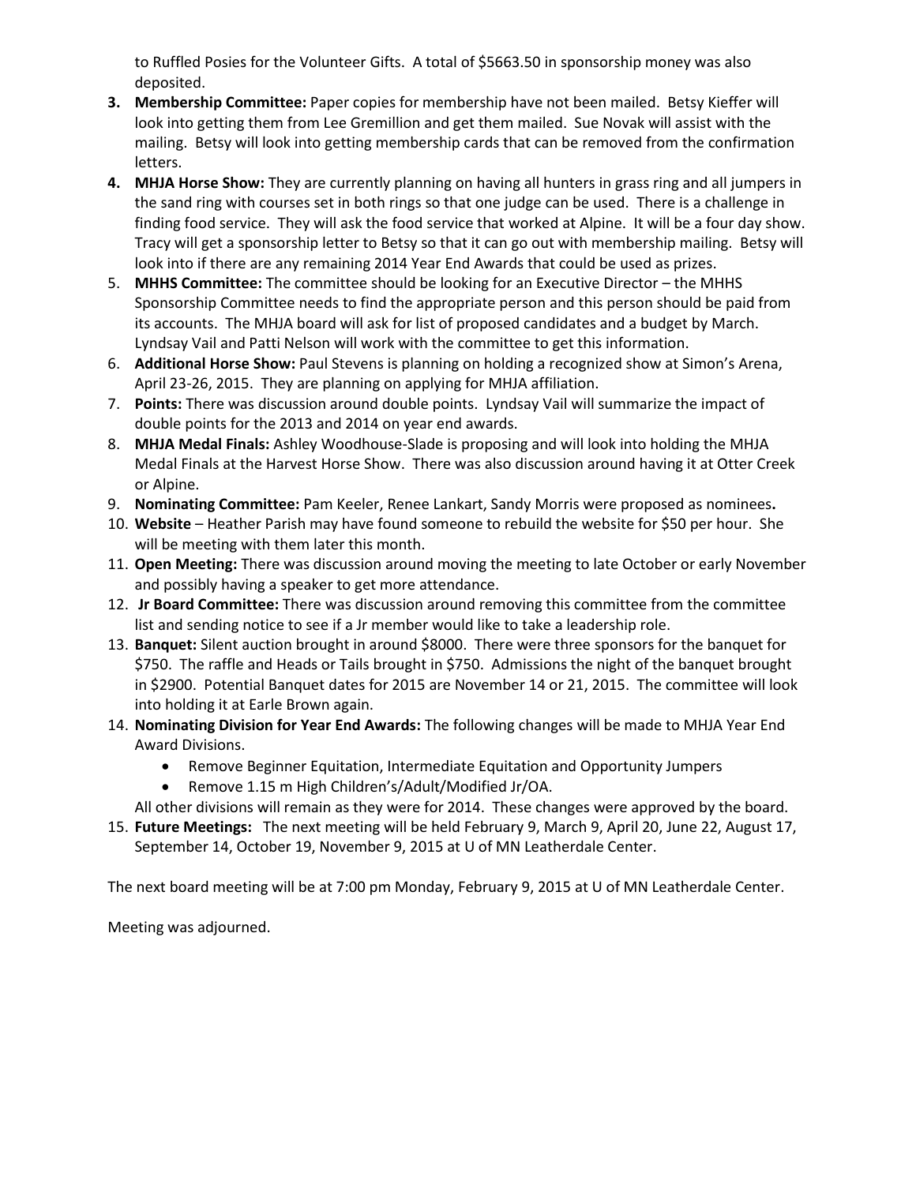to Ruffled Posies for the Volunteer Gifts. A total of $5663.50 in sponsorship money was also deposited.

3. **Membership Committee:** Paper copies for membership have not been mailed. Betsy Kieffer will look into getting them from Lee Gremillion and get them mailed. Sue Novak will assist with the mailing. Betsy will look into getting membership cards that can be removed from the confirmation letters.
4. **MHJA Horse Show:** They are currently planning on having all hunters in grass ring and all jumpers in the sand ring with courses set in both rings so that one judge can be used. There is a challenge in finding food service. They will ask the food service that worked at Alpine. It will be a four day show. Tracy will get a sponsorship letter to Betsy so that it can go out with membership mailing. Betsy will look into if there are any remaining 2014 Year End Awards that could be used as prizes.
5. **MHHS Committee:** The committee should be looking for an Executive Director – the MHHS Sponsorship Committee needs to find the appropriate person and this person should be paid from its accounts. The MHJA board will ask for list of proposed candidates and a budget by March. Lyndsay Vail and Patti Nelson will work with the committee to get this information.
6. **Additional Horse Show:** Paul Stevens is planning on holding a recognized show at Simon's Arena, April 23-26, 2015. They are planning on applying for MHJA affiliation.
7. **Points:** There was discussion around double points. Lyndsay Vail will summarize the impact of double points for the 2013 and 2014 on year end awards.
8. **MHJA Medal Finals:** Ashley Woodhouse-Slade is proposing and will look into holding the MHJA Medal Finals at the Harvest Horse Show. There was also discussion around having it at Otter Creek or Alpine.
9. **Nominating Committee:** Pam Keeler, Renee Lankart, Sandy Morris were proposed as nominees**.**
10. **Website** – Heather Parish may have found someone to rebuild the website for $50 per hour. She will be meeting with them later this month.
11. **Open Meeting:** There was discussion around moving the meeting to late October or early November and possibly having a speaker to get more attendance.
12. **Jr Board Committee:** There was discussion around removing this committee from the committee list and sending notice to see if a Jr member would like to take a leadership role.
13. **Banquet:** Silent auction brought in around $8000. There were three sponsors for the banquet for $750. The raffle and Heads or Tails brought in $750. Admissions the night of the banquet brought in $2900. Potential Banquet dates for 2015 are November 14 or 21, 2015. The committee will look into holding it at Earle Brown again.
14. **Nominating Division for Year End Awards:** The following changes will be made to MHJA Year End Award Divisions.
    - Remove Beginner Equitation, Intermediate Equitation and Opportunity Jumpers
    - Remove 1.15 m High Children's/Adult/Modified Jr/OA.

    All other divisions will remain as they were for 2014. These changes were approved by the board.
15. **Future Meetings:** The next meeting will be held February 9, March 9, April 20, June 22, August 17, September 14, October 19, November 9, 2015 at U of MN Leatherdale Center.

The next board meeting will be at 7:00 pm Monday, February 9, 2015 at U of MN Leatherdale Center.

Meeting was adjourned.